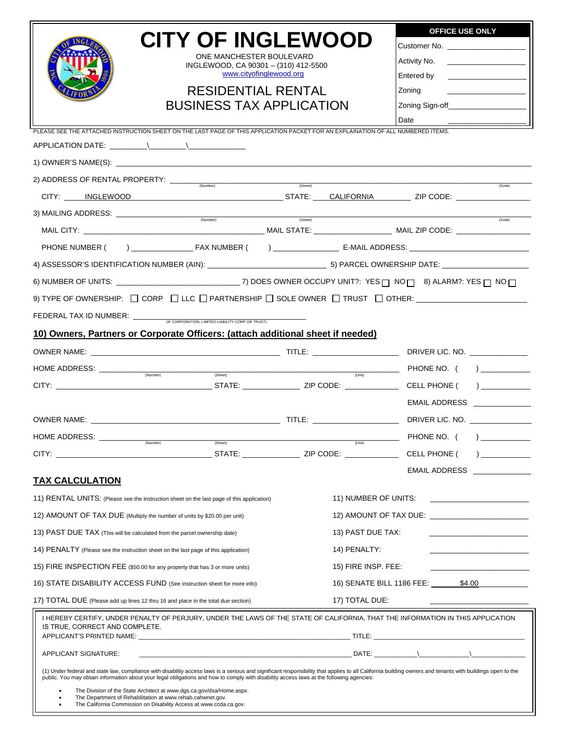# CITY OF INGLEWOOD

ONE MANCHESTER BOULEVARD
INGLEWOOD, CA 90301 – (310) 412-5500
www.cityofinglewood.org

## RESIDENTIAL RENTAL BUSINESS TAX APPLICATION

| OFFICE USE ONLY | |
|---|---|
| Customer No. | ______________ |
| Activity No. | ______________ |
| Entered by | ______________ |
| Zoning | ______________ |
| Zoning Sign-off | ______________ |
| Date | ______________ |

PLEASE SEE THE ATTACHED INSTRUCTION SHEET ON THE LAST PAGE OF THIS APPLICATION PACKET FOR AN EXPLAINATION OF ALL NUMBERED ITEMS.

APPLICATION DATE: ________\________\____________

1) OWNER'S NAME(S): ________________________________________________

2) ADDRESS OF RENTAL PROPERTY: ________ (Number) ________ (Street) ________ (Suite)

CITY: INGLEWOOD STATE: CALIFORNIA ZIP CODE: ____________

3) MAILING ADDRESS: ________ (Number) ________ (Street) ________ (Suite)

MAIL CITY: ____________ MAIL STATE: ____________ MAIL ZIP CODE: ____________

PHONE NUMBER ( ) ____________ FAX NUMBER ( ) ____________ E-MAIL ADDRESS: ____________

4) ASSESSOR'S IDENTIFICATION NUMBER (AIN): ____________ 5) PARCEL OWNERSHIP DATE: ____________

6) NUMBER OF UNITS: ____________ 7) DOES OWNER OCCUPY UNIT?: YES ☐ NO ☐ 8) ALARM?: YES ☐ NO ☐

9) TYPE OF OWNERSHIP: ☐ CORP ☐ LLC ☐ PARTNERSHIP ☐ SOLE OWNER ☐ TRUST ☐ OTHER: ____________

FEDERAL TAX ID NUMBER: ____________ (IF CORPORATION, LIMITED LIABILITY CORP OR TRUST)

## 10) Owners, Partners or Corporate Officers: (attach additional sheet if needed)

OWNER NAME: ____________ TITLE: ____________ DRIVER LIC. NO. ____________

HOME ADDRESS: ________ (Number) ________ (Street) ________ (Unit) PHONE NO. ( ) ____________

CITY: ____________ STATE: ____________ ZIP CODE: ____________ CELL PHONE ( ) ____________

EMAIL ADDRESS ____________

OWNER NAME: ____________ TITLE: ____________ DRIVER LIC. NO. ____________

HOME ADDRESS: ________ (Number) ________ (Street) ________ (Unit) PHONE NO. ( ) ____________

CITY: ____________ STATE: ____________ ZIP CODE: ____________ CELL PHONE ( ) ____________

EMAIL ADDRESS ____________

## TAX CALCULATION

| | | |
|---|---|---|
| 11) RENTAL UNITS: (Please see the instruction sheet on the last page of this application) | 11) NUMBER OF UNITS: | ____________ |
| 12) AMOUNT OF TAX DUE (Multiply the number of units by $20.00 per unit) | 12) AMOUNT OF TAX DUE: | ____________ |
| 13) PAST DUE TAX (This will be calculated from the parcel ownership date) | 13) PAST DUE TAX: | ____________ |
| 14) PENALTY (Please see the instruction sheet on the last page of this application) | 14) PENALTY: | ____________ |
| 15) FIRE INSPECTION FEE ($50.00 for any property that has 3 or more units) | 15) FIRE INSP. FEE: | ____________ |
| 16) STATE DISABILITY ACCESS FUND (See instruction sheet for more info) | 16) SENATE BILL 1186 FEE: | $4.00 |
| 17) TOTAL DUE (Please add up lines 12 thru 16 and place in the total due section) | 17) TOTAL DUE: | ____________ |

I HEREBY CERTIFY, UNDER PENALTY OF PERJURY, UNDER THE LAWS OF THE STATE OF CALIFORNIA, THAT THE INFORMATION IN THIS APPLICATION IS TRUE, CORRECT AND COMPLETE.

APPLICANT'S PRINTED NAME: ________________________ TITLE: ________________________

APPLICANT SIGNATURE: ________________________ DATE: ________\________\________

(1) Under federal and state law, compliance with disability access laws is a serious and significant responsibility that applies to all California building owners and tenants with buildings open to the public. You may obtain information about your legal obligations and how to comply with disability access laws at the following agencies:

- The Division of the State Architect at www.dgs.ca.gov/dsa/Home.aspx.
- The Department of Rehabilitation at www.rehab.cahwnet.gov.
- The California Commission on Disability Access at www.ccda.ca.gov.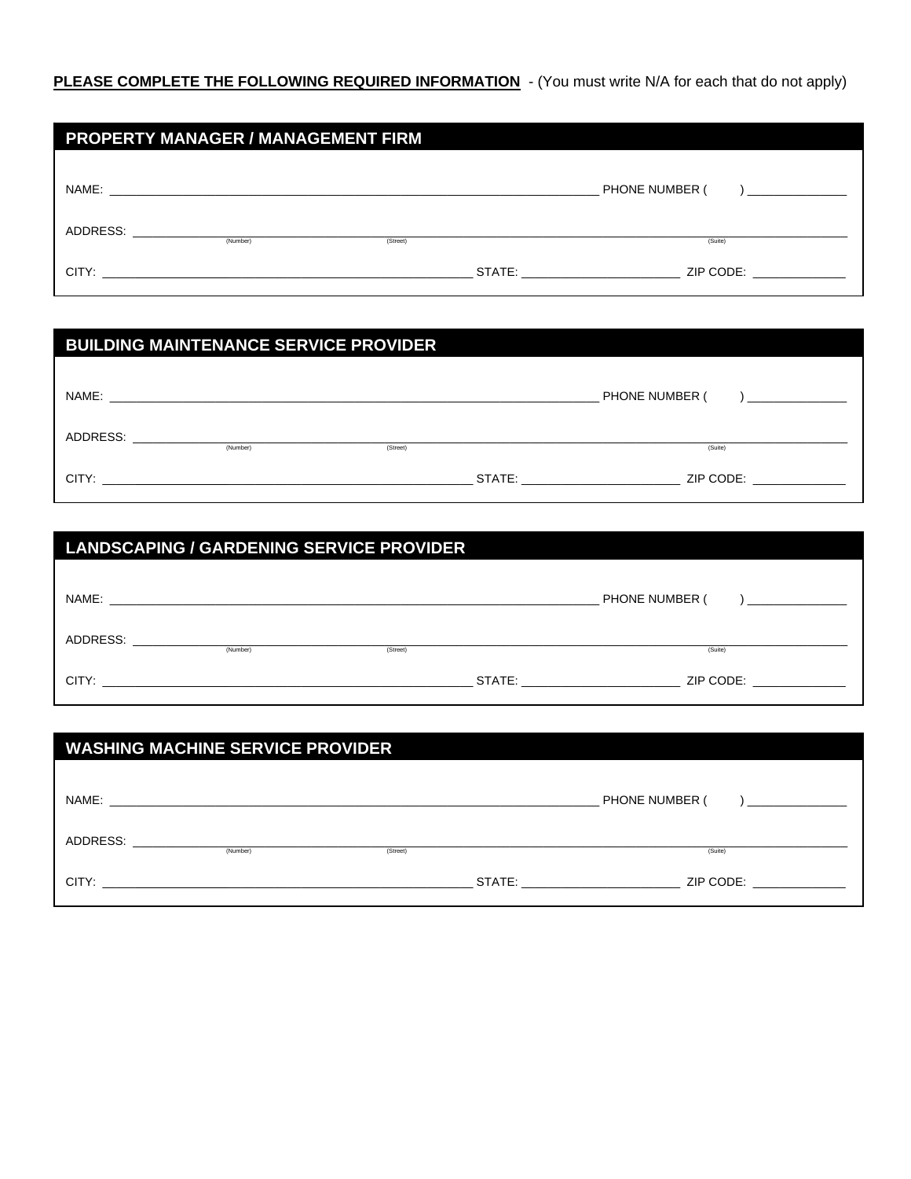**PLEASE COMPLETE THE FOLLOWING REQUIRED INFORMATION** - (You must write N/A for each that do not apply)

## PROPERTY MANAGER / MANAGEMENT FIRM

NAME: ______________________________ PHONE NUMBER ( ) ______________

ADDRESS: ______________________________
(Number) (Street) (Suite)

CITY: ______________________________ STATE: ______________ ZIP CODE: ______________

## BUILDING MAINTENANCE SERVICE PROVIDER

NAME: ______________________________ PHONE NUMBER ( ) ______________

ADDRESS: ______________________________
(Number) (Street) (Suite)

CITY: ______________________________ STATE: ______________ ZIP CODE: ______________

## LANDSCAPING / GARDENING SERVICE PROVIDER

NAME: ______________________________ PHONE NUMBER ( ) ______________

ADDRESS: ______________________________
(Number) (Street) (Suite)

CITY: ______________________________ STATE: ______________ ZIP CODE: ______________

## WASHING MACHINE SERVICE PROVIDER

NAME: ______________________________ PHONE NUMBER ( ) ______________

ADDRESS: ______________________________
(Number) (Street) (Suite)

CITY: ______________________________ STATE: ______________ ZIP CODE: ______________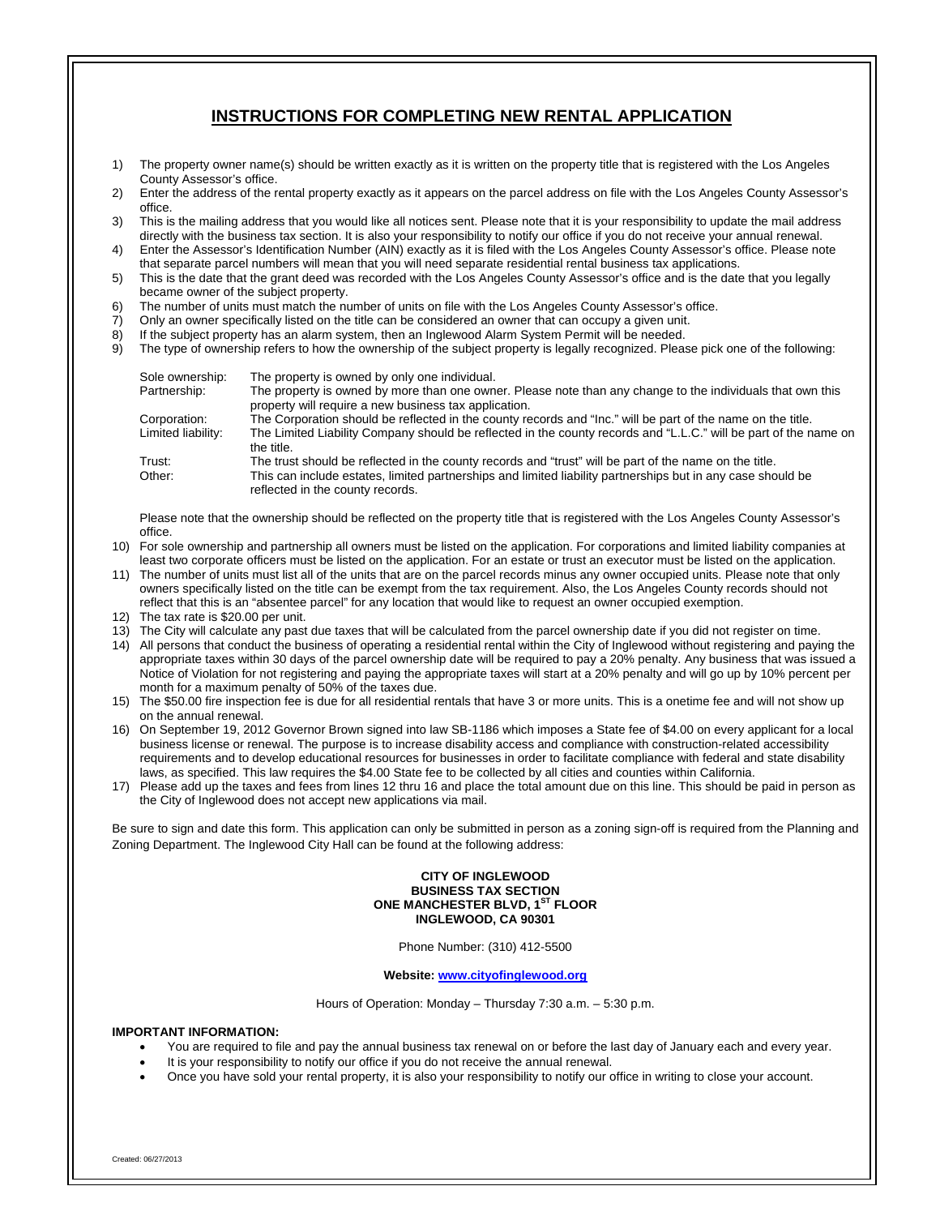# INSTRUCTIONS FOR COMPLETING NEW RENTAL APPLICATION

1) The property owner name(s) should be written exactly as it is written on the property title that is registered with the Los Angeles County Assessor's office.
2) Enter the address of the rental property exactly as it appears on the parcel address on file with the Los Angeles County Assessor's office.
3) This is the mailing address that you would like all notices sent. Please note that it is your responsibility to update the mail address directly with the business tax section. It is also your responsibility to notify our office if you do not receive your annual renewal.
4) Enter the Assessor's Identification Number (AIN) exactly as it is filed with the Los Angeles County Assessor's office. Please note that separate parcel numbers will mean that you will need separate residential rental business tax applications.
5) This is the date that the grant deed was recorded with the Los Angeles County Assessor's office and is the date that you legally became owner of the subject property.
6) The number of units must match the number of units on file with the Los Angeles County Assessor's office.
7) Only an owner specifically listed on the title can be considered an owner that can occupy a given unit.
8) If the subject property has an alarm system, then an Inglewood Alarm System Permit will be needed.
9) The type of ownership refers to how the ownership of the subject property is legally recognized. Please pick one of the following:

| | |
|---|---|
| Sole ownership: | The property is owned by only one individual. |
| Partnership: | The property is owned by more than one owner. Please note than any change to the individuals that own this property will require a new business tax application. |
| Corporation: | The Corporation should be reflected in the county records and "Inc." will be part of the name on the title. |
| Limited liability: | The Limited Liability Company should be reflected in the county records and "L.L.C." will be part of the name on the title. |
| Trust: | The trust should be reflected in the county records and "trust" will be part of the name on the title. |
| Other: | This can include estates, limited partnerships and limited liability partnerships but in any case should be reflected in the county records. |

Please note that the ownership should be reflected on the property title that is registered with the Los Angeles County Assessor's office.

10) For sole ownership and partnership all owners must be listed on the application. For corporations and limited liability companies at least two corporate officers must be listed on the application. For an estate or trust an executor must be listed on the application.
11) The number of units must list all of the units that are on the parcel records minus any owner occupied units. Please note that only owners specifically listed on the title can be exempt from the tax requirement. Also, the Los Angeles County records should not reflect that this is an "absentee parcel" for any location that would like to request an owner occupied exemption.
12) The tax rate is $20.00 per unit.
13) The City will calculate any past due taxes that will be calculated from the parcel ownership date if you did not register on time.
14) All persons that conduct the business of operating a residential rental within the City of Inglewood without registering and paying the appropriate taxes within 30 days of the parcel ownership date will be required to pay a 20% penalty. Any business that was issued a Notice of Violation for not registering and paying the appropriate taxes will start at a 20% penalty and will go up by 10% percent per month for a maximum penalty of 50% of the taxes due.
15) The $50.00 fire inspection fee is due for all residential rentals that have 3 or more units. This is a onetime fee and will not show up on the annual renewal.
16) On September 19, 2012 Governor Brown signed into law SB-1186 which imposes a State fee of $4.00 on every applicant for a local business license or renewal. The purpose is to increase disability access and compliance with construction-related accessibility requirements and to develop educational resources for businesses in order to facilitate compliance with federal and state disability laws, as specified. This law requires the $4.00 State fee to be collected by all cities and counties within California.
17) Please add up the taxes and fees from lines 12 thru 16 and place the total amount due on this line. This should be paid in person as the City of Inglewood does not accept new applications via mail.

Be sure to sign and date this form. This application can only be submitted in person as a zoning sign-off is required from the Planning and Zoning Department. The Inglewood City Hall can be found at the following address:

**CITY OF INGLEWOOD**
**BUSINESS TAX SECTION**
**ONE MANCHESTER BLVD, 1ST FLOOR**
**INGLEWOOD, CA 90301**

Phone Number: (310) 412-5500

**Website: www.cityofinglewood.org**

Hours of Operation: Monday – Thursday 7:30 a.m. – 5:30 p.m.

**IMPORTANT INFORMATION:**

- You are required to file and pay the annual business tax renewal on or before the last day of January each and every year.
- It is your responsibility to notify our office if you do not receive the annual renewal.
- Once you have sold your rental property, it is also your responsibility to notify our office in writing to close your account.

Created: 06/27/2013